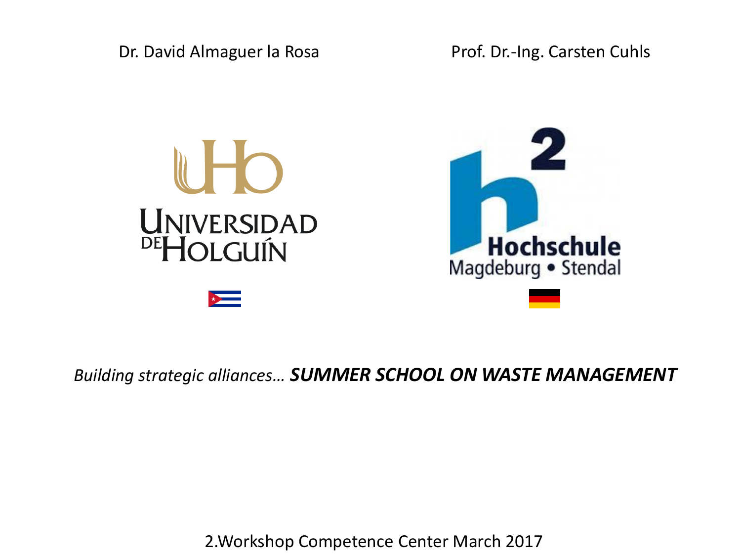Dr. David Almaguer la Rosa

Prof. Dr.-Ing. Carsten Cuhls

UHo

Universidad de Holguín

h²

Hochschule Magdeburg • Stendal

*Building strategic alliances… **SUMMER SCHOOL ON WASTE MANAGEMENT***

2.Workshop Competence Center March 2017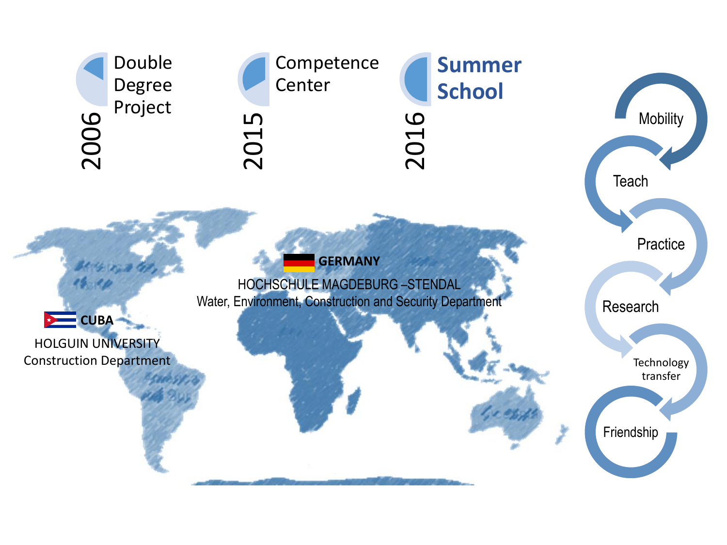2006 Double Degree Project

2015 Competence Center

2016 **Summer School**

**GERMANY**

HOCHSCHULE MAGDEBURG –STENDAL
Water, Environment, Construction and Security Department

**CUBA**

HOLGUIN UNIVERSITY
Construction Department

- Mobility
- Teach
- Practice
- Research
- Technology transfer
- Friendship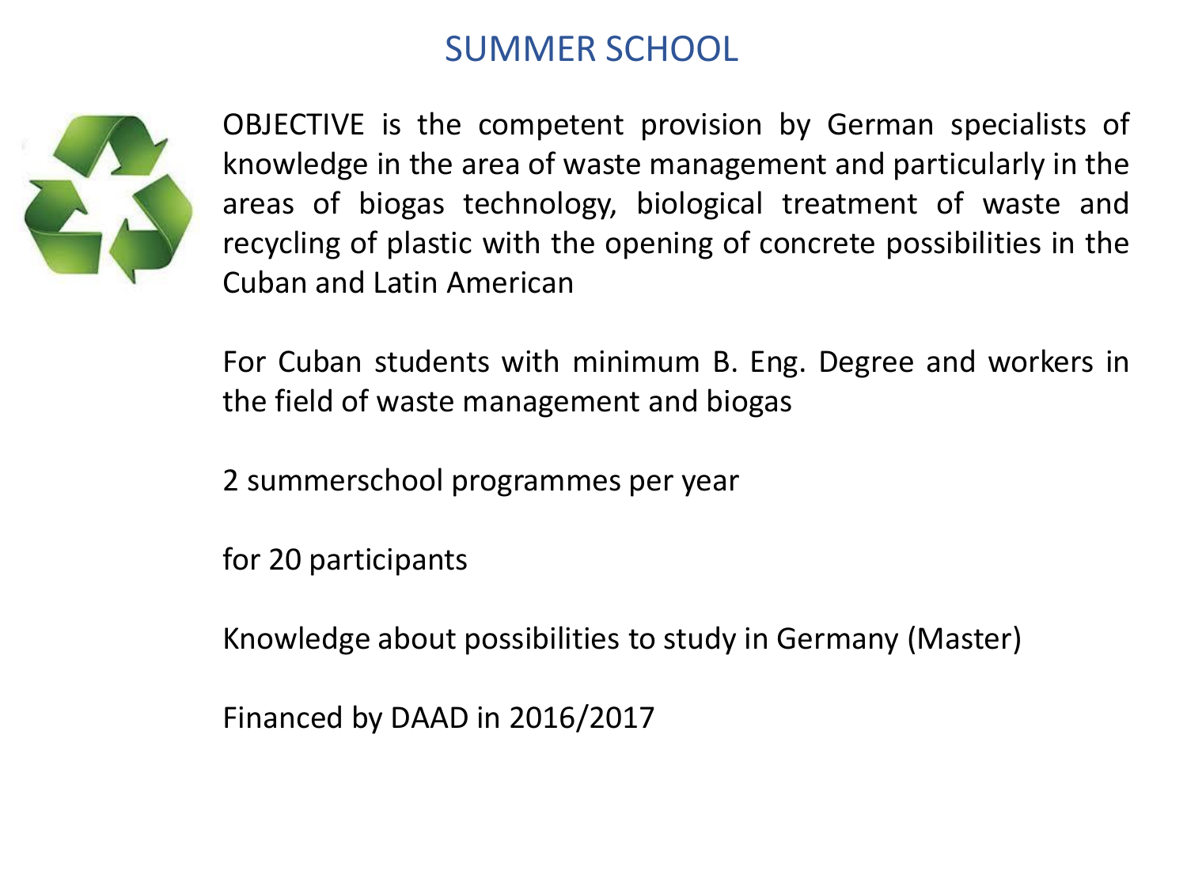# SUMMER SCHOOL

OBJECTIVE is the competent provision by German specialists of knowledge in the area of waste management and particularly in the areas of biogas technology, biological treatment of waste and recycling of plastic with the opening of concrete possibilities in the Cuban and Latin American

For Cuban students with minimum B. Eng. Degree and workers in the field of waste management and biogas

2 summerschool programmes per year

for 20 participants

Knowledge about possibilities to study in Germany (Master)

Financed by DAAD in 2016/2017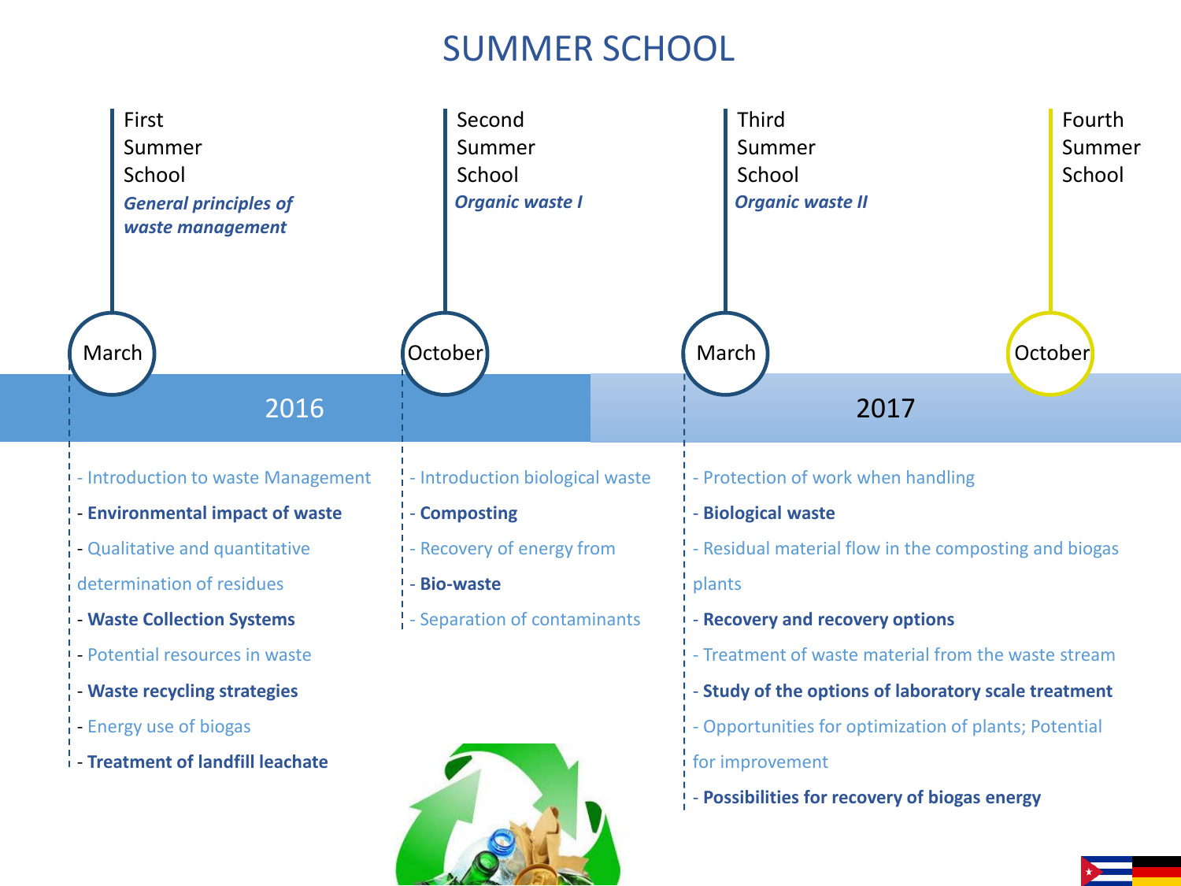# SUMMER SCHOOL

## 2016

### First Summer School — March

***General principles of waste management***

- Introduction to waste Management
- **Environmental impact of waste**
- Qualitative and quantitative determination of residues
- **Waste Collection Systems**
- Potential resources in waste
- **Waste recycling strategies**
- Energy use of biogas
- **Treatment of landfill leachate**

### Second Summer School — October

***Organic waste I***

- Introduction biological waste
- **Composting**
- Recovery of energy from
- **Bio-waste**
- Separation of contaminants

## 2017

### Third Summer School — March

***Organic waste II***

- Protection of work when handling
- **Biological waste**
- Residual material flow in the composting and biogas plants
- **Recovery and recovery options**
- Treatment of waste material from the waste stream
- **Study of the options of laboratory scale treatment**
- Opportunities for optimization of plants; Potential for improvement
- **Possibilities for recovery of biogas energy**

### Fourth Summer School — October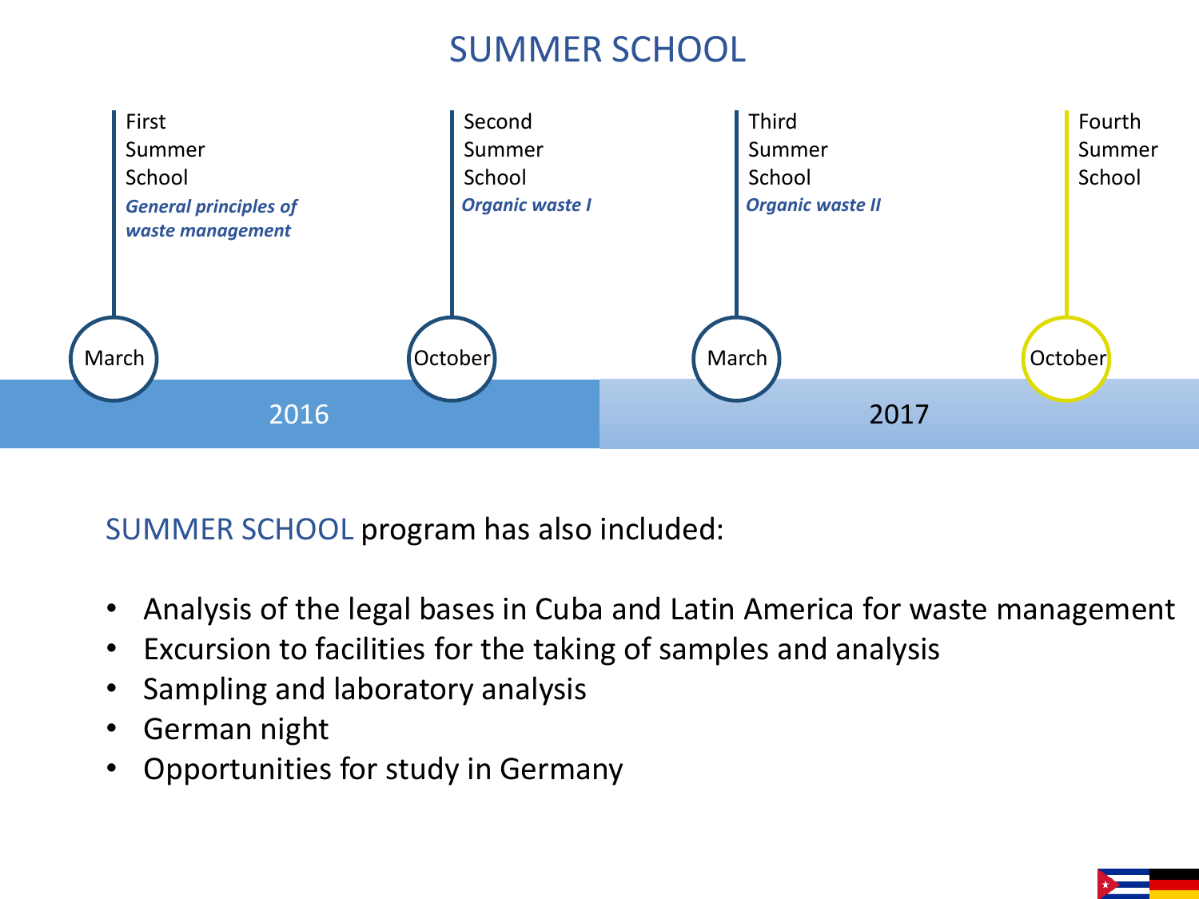# SUMMER SCHOOL

First Summer School
***General principles of waste management***
March

Second Summer School
***Organic waste I***
October

2016

Third Summer School
***Organic waste II***
March

Fourth Summer School
October

2017

SUMMER SCHOOL program has also included:

- Analysis of the legal bases in Cuba and Latin America for waste management
- Excursion to facilities for the taking of samples and analysis
- Sampling and laboratory analysis
- German night
- Opportunities for study in Germany